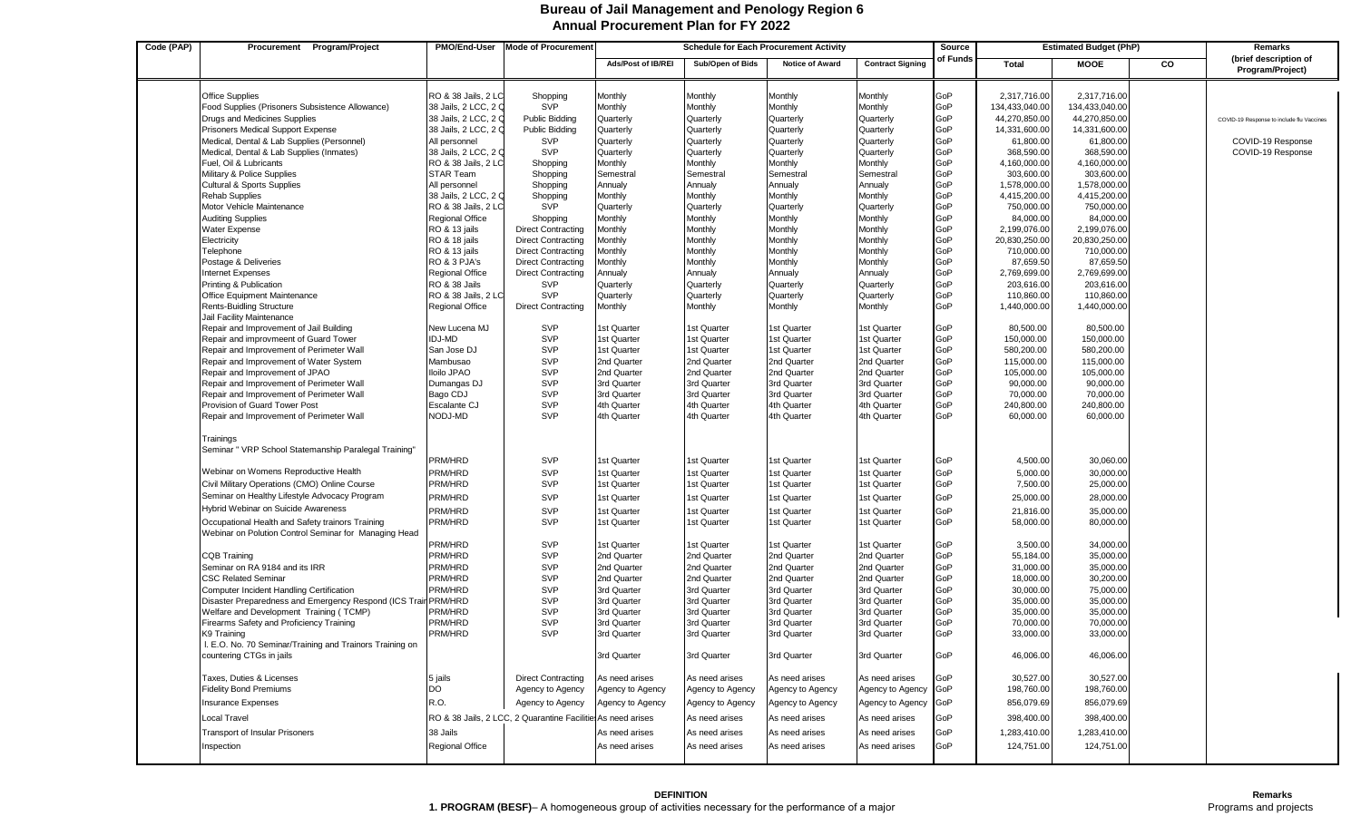# Bureau of Jail Management and Penology Region 6
## Annual Procurement Plan for FY 2022

| Code (PAP) | Procurement Program/Project | PMO/End-User | Mode of Procurement | Schedule for Each Procurement Activity | | | | Source of Funds | Estimated Budget (PhP) | | | Remarks (brief description of Program/Project) |
|---|---|---|---|---|---|---|---|---|---|---|---|---|
| | | | | Ads/Post of IB/REI | Sub/Open of Bids | Notice of Award | Contract Signing | | Total | MOOE | CO | |
| | Office Supplies | RO & 38 Jails, 2 LC | Shopping | Monthly | Monthly | Monthly | Monthly | GoP | 2,317,716.00 | 2,317,716.00 | | |
| | Food Supplies (Prisoners Subsistence Allowance) | 38 Jails, 2 LCC, 2 Q | SVP | Monthly | Monthly | Monthly | Monthly | GoP | 134,433,040.00 | 134,433,040.00 | | |
| | Drugs and Medicines Supplies | 38 Jails, 2 LCC, 2 Q | Public Bidding | Quarterly | Quarterly | Quarterly | Quarterly | GoP | 44,270,850.00 | 44,270,850.00 | | COVID-19 Response to include flu Vaccines |
| | Prisoners Medical Support Expense | 38 Jails, 2 LCC, 2 Q | Public Bidding | Quarterly | Quarterly | Quarterly | Quarterly | GoP | 14,331,600.00 | 14,331,600.00 | | |
| | Medical, Dental & Lab Supplies (Personnel) | All personnel | SVP | Quarterly | Quarterly | Quarterly | Quarterly | GoP | 61,800.00 | 61,800.00 | | COVID-19 Response |
| | Medical, Dental & Lab Supplies (Inmates) | 38 Jails, 2 LCC, 2 Q | SVP | Quarterly | Quarterly | Quarterly | Quarterly | GoP | 368,590.00 | 368,590.00 | | COVID-19 Response |
| | Fuel, Oil & Lubricants | RO & 38 Jails, 2 LC | Shopping | Monthly | Monthly | Monthly | Monthly | GoP | 4,160,000.00 | 4,160,000.00 | | |
| | Military & Police Supplies | STAR Team | Shopping | Semestral | Semestral | Semestral | Semestral | GoP | 303,600.00 | 303,600.00 | | |
| | Cultural & Sports Supplies | All personnel | Shopping | Annualy | Annualy | Annualy | Annualy | GoP | 1,578,000.00 | 1,578,000.00 | | |
| | Rehab Supplies | 38 Jails, 2 LCC, 2 Q | Shopping | Monthly | Monthly | Monthly | Monthly | GoP | 4,415,200.00 | 4,415,200.00 | | |
| | Motor Vehicle Maintenance | RO & 38 Jails, 2 LC | SVP | Quarterly | Quarterly | Quarterly | Quarterly | GoP | 750,000.00 | 750,000.00 | | |
| | Auditing Supplies | Regional Office | Shopping | Monthly | Monthly | Monthly | Monthly | GoP | 84,000.00 | 84,000.00 | | |
| | Water Expense | RO & 13 jails | Direct Contracting | Monthly | Monthly | Monthly | Monthly | GoP | 2,199,076.00 | 2,199,076.00 | | |
| | Electricity | RO & 18 jails | Direct Contracting | Monthly | Monthly | Monthly | Monthly | GoP | 20,830,250.00 | 20,830,250.00 | | |
| | Telephone | RO & 13 jails | Direct Contracting | Monthly | Monthly | Monthly | Monthly | GoP | 710,000.00 | 710,000.00 | | |
| | Postage & Deliveries | RO & 3 PJA's | Direct Contracting | Monthly | Monthly | Monthly | Monthly | GoP | 87,659.50 | 87,659.50 | | |
| | Internet Expenses | Regional Office | Direct Contracting | Annualy | Annualy | Annualy | Annualy | GoP | 2,769,699.00 | 2,769,699.00 | | |
| | Printing & Publication | RO & 38 Jails | SVP | Quarterly | Quarterly | Quarterly | Quarterly | GoP | 203,616.00 | 203,616.00 | | |
| | Office Equipment Maintenance | RO & 38 Jails, 2 LC | SVP | Quarterly | Quarterly | Quarterly | Quarterly | GoP | 110,860.00 | 110,860.00 | | |
| | Rents-Buidling Structure | Regional Office | Direct Contracting | Monthly | Monthly | Monthly | Monthly | GoP | 1,440,000.00 | 1,440,000.00 | | |
| | Jail Facility Maintenance | | | | | | | | | | | |
| | Repair and Improvement of Jail Building | New Lucena MJ | SVP | 1st Quarter | 1st Quarter | 1st Quarter | 1st Quarter | GoP | 80,500.00 | 80,500.00 | | |
| | Repair and improvmeent of Guard Tower | IDJ-MD | SVP | 1st Quarter | 1st Quarter | 1st Quarter | 1st Quarter | GoP | 150,000.00 | 150,000.00 | | |
| | Repair and Improvement of Perimeter Wall | San Jose DJ | SVP | 1st Quarter | 1st Quarter | 1st Quarter | 1st Quarter | GoP | 580,200.00 | 580,200.00 | | |
| | Repair and Improvement of Water System | Mambusao | SVP | 2nd Quarter | 2nd Quarter | 2nd Quarter | 2nd Quarter | GoP | 115,000.00 | 115,000.00 | | |
| | Repair and Improvement of JPAO | Iloilo JPAO | SVP | 2nd Quarter | 2nd Quarter | 2nd Quarter | 2nd Quarter | GoP | 105,000.00 | 105,000.00 | | |
| | Repair and Improvement of Perimeter Wall | Dumangas DJ | SVP | 3rd Quarter | 3rd Quarter | 3rd Quarter | 3rd Quarter | GoP | 90,000.00 | 90,000.00 | | |
| | Repair and Improvement of Perimeter Wall | Bago CDJ | SVP | 3rd Quarter | 3rd Quarter | 3rd Quarter | 3rd Quarter | GoP | 70,000.00 | 70,000.00 | | |
| | Provision of Guard Tower Post | Escalante CJ | SVP | 4th Quarter | 4th Quarter | 4th Quarter | 4th Quarter | GoP | 240,800.00 | 240,800.00 | | |
| | Repair and Improvement of Perimeter Wall | NODJ-MD | SVP | 4th Quarter | 4th Quarter | 4th Quarter | 4th Quarter | GoP | 60,000.00 | 60,000.00 | | |
| | Trainings | | | | | | | | | | | |
| | Seminar " VRP School Statemanship Paralegal Training" | PRM/HRD | SVP | 1st Quarter | 1st Quarter | 1st Quarter | 1st Quarter | GoP | 4,500.00 | 30,060.00 | | |
| | Webinar on Womens Reproductive Health | PRM/HRD | SVP | 1st Quarter | 1st Quarter | 1st Quarter | 1st Quarter | GoP | 5,000.00 | 30,000.00 | | |
| | Civil Military Operations (CMO) Online Course | PRM/HRD | SVP | 1st Quarter | 1st Quarter | 1st Quarter | 1st Quarter | GoP | 7,500.00 | 25,000.00 | | |
| | Seminar on Healthy Lifestyle Advocacy Program | PRM/HRD | SVP | 1st Quarter | 1st Quarter | 1st Quarter | 1st Quarter | GoP | 25,000.00 | 28,000.00 | | |
| | Hybrid Webinar on Suicide Awareness | PRM/HRD | SVP | 1st Quarter | 1st Quarter | 1st Quarter | 1st Quarter | GoP | 21,816.00 | 35,000.00 | | |
| | Occupational Health and Safety trainors Training | PRM/HRD | SVP | 1st Quarter | 1st Quarter | 1st Quarter | 1st Quarter | GoP | 58,000.00 | 80,000.00 | | |
| | Webinar on Polution Control Seminar for Managing Head | PRM/HRD | SVP | 1st Quarter | 1st Quarter | 1st Quarter | 1st Quarter | GoP | 3,500.00 | 34,000.00 | | |
| | CQB Training | PRM/HRD | SVP | 2nd Quarter | 2nd Quarter | 2nd Quarter | 2nd Quarter | GoP | 55,184.00 | 35,000.00 | | |
| | Seminar on RA 9184 and its IRR | PRM/HRD | SVP | 2nd Quarter | 2nd Quarter | 2nd Quarter | 2nd Quarter | GoP | 31,000.00 | 35,000.00 | | |
| | CSC Related Seminar | PRM/HRD | SVP | 2nd Quarter | 2nd Quarter | 2nd Quarter | 2nd Quarter | GoP | 18,000.00 | 30,200.00 | | |
| | Computer Incident Handling Certification | PRM/HRD | SVP | 3rd Quarter | 3rd Quarter | 3rd Quarter | 3rd Quarter | GoP | 30,000.00 | 75,000.00 | | |
| | Disaster Preparedness and Emergency Respond (ICS Train | PRM/HRD | SVP | 3rd Quarter | 3rd Quarter | 3rd Quarter | 3rd Quarter | GoP | 35,000.00 | 35,000.00 | | |
| | Welfare and Development Training ( TCMP) | PRM/HRD | SVP | 3rd Quarter | 3rd Quarter | 3rd Quarter | 3rd Quarter | GoP | 35,000.00 | 35,000.00 | | |
| | Firearms Safety and Proficiency Training | PRM/HRD | SVP | 3rd Quarter | 3rd Quarter | 3rd Quarter | 3rd Quarter | GoP | 70,000.00 | 70,000.00 | | |
| | K9 Training | PRM/HRD | SVP | 3rd Quarter | 3rd Quarter | 3rd Quarter | 3rd Quarter | GoP | 33,000.00 | 33,000.00 | | |
| | I. E.O. No. 70 Seminar/Training and Trainors Training on countering CTGs in jails | | | 3rd Quarter | 3rd Quarter | 3rd Quarter | 3rd Quarter | GoP | 46,006.00 | 46,006.00 | | |
| | Taxes, Duties & Licenses | 5 jails | Direct Contracting | As need arises | As need arises | As need arises | As need arises | GoP | 30,527.00 | 30,527.00 | | |
| | Fidelity Bond Premiums | DO | Agency to Agency | Agency to Agency | Agency to Agency | Agency to Agency | Agency to Agency | GoP | 198,760.00 | 198,760.00 | | |
| | Insurance Expenses | R.O. | Agency to Agency | Agency to Agency | Agency to Agency | Agency to Agency | Agency to Agency | GoP | 856,079.69 | 856,079.69 | | |
| | Local Travel | RO & 38 Jails, 2 LCC, 2 Quarantine Facilities | | As need arises | As need arises | As need arises | As need arises | GoP | 398,400.00 | 398,400.00 | | |
| | Transport of Insular Prisoners | 38 Jails | | As need arises | As need arises | As need arises | As need arises | GoP | 1,283,410.00 | 1,283,410.00 | | |
| | Inspection | Regional Office | | As need arises | As need arises | As need arises | As need arises | GoP | 124,751.00 | 124,751.00 | | |

**DEFINITION**

**1. PROGRAM (BESF)**– A homogeneous group of activities necessary for the performance of a major

**Remarks**

Programs and projects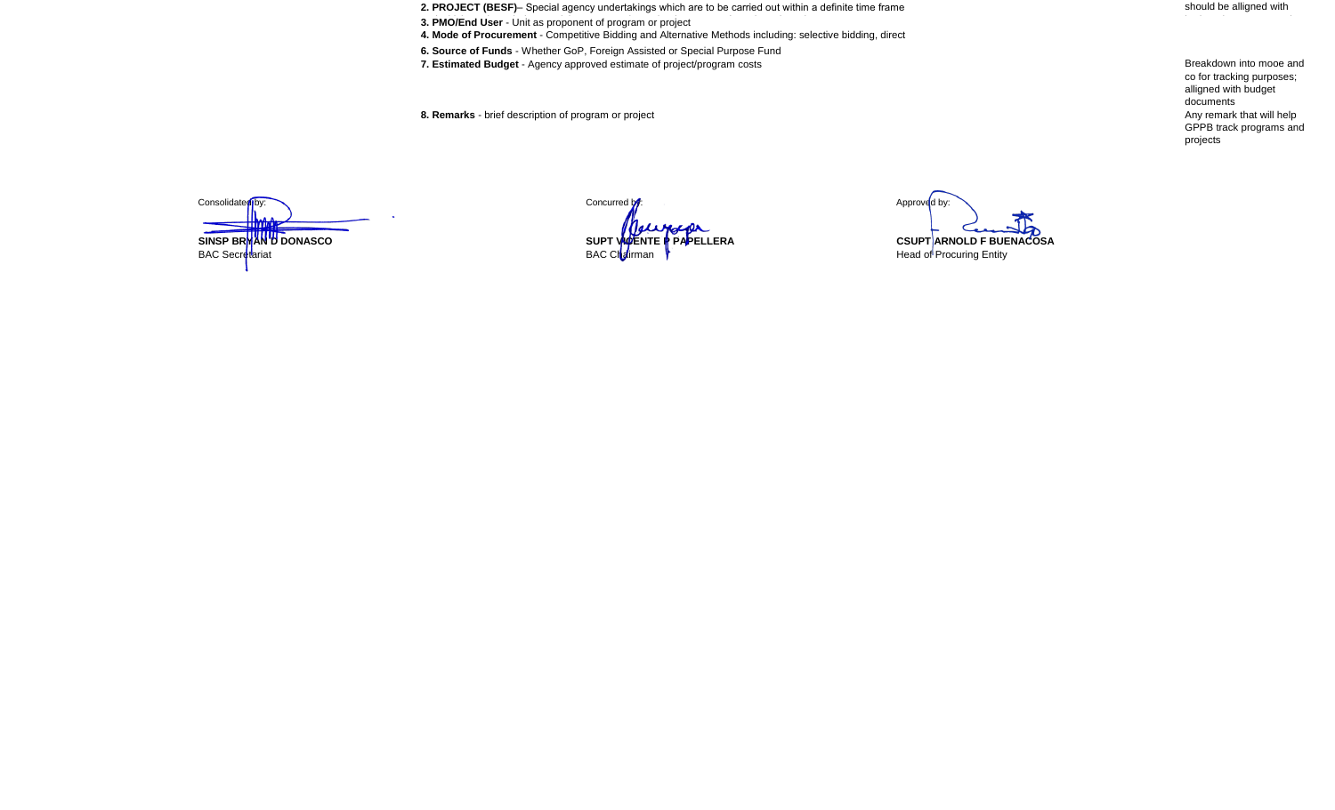**2. PROJECT (BESF)**– Special agency undertakings which are to be carried out within a definite time frame

**3. PMO/End User** - Unit as proponent of program or project

**4. Mode of Procurement** - Competitive Bidding and Alternative Methods including: selective bidding, direct

**6. Source of Funds** - Whether GoP, Foreign Assisted or Special Purpose Fund

**7. Estimated Budget** - Agency approved estimate of project/program costs

**8. Remarks** - brief description of program or project

should be alligned with

Breakdown into mooe and co for tracking purposes; alligned with budget documents

Any remark that will help GPPB track programs and projects

| Consolidated by: | Concurred by: | Approved by: |
| --- | --- | --- |
| **SINSP BRYAN D DONASCO** | **SUPT VICENTE P PAPELLERA** | **CSUPT ARNOLD F BUENACOSA** |
| BAC Secretariat | BAC Chairman | Head of Procuring Entity |